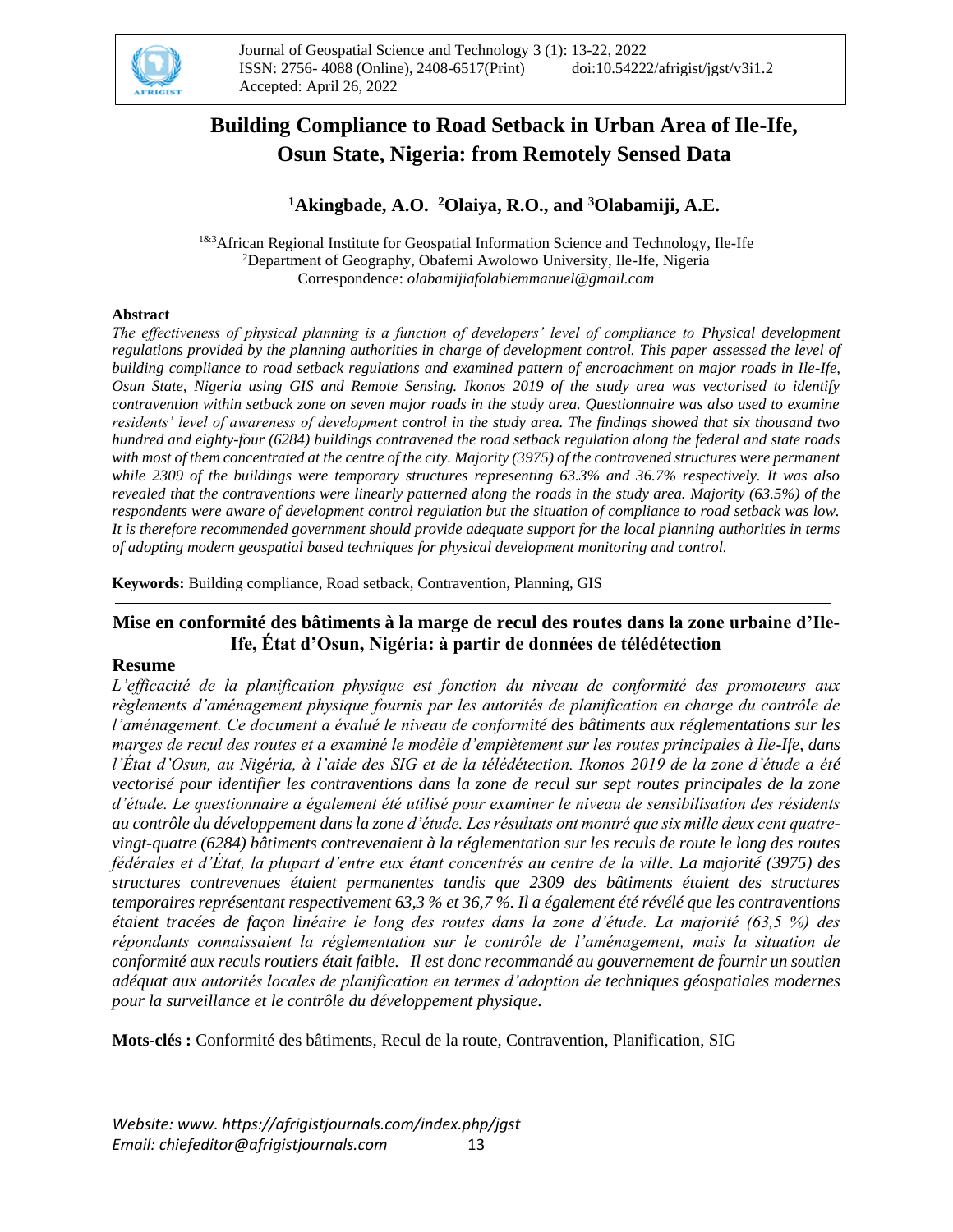Journal of Geospatial Science and Technology 3 (1): 13-22, 2022
ISSN: 2756- 4088 (Online), 2408-6517(Print) doi:10.54222/afrigist/jgst/v3i1.2
Accepted: April 26, 2022

# Building Compliance to Road Setback in Urban Area of Ile-Ife, Osun State, Nigeria: from Remotely Sensed Data

**[1]Akingbade, A.O. [2]Olaiya, R.O., and [3]Olabamiji, A.E.**

[1&3]African Regional Institute for Geospatial Information Science and Technology, Ile-Ife
[2]Department of Geography, Obafemi Awolowo University, Ile-Ife, Nigeria
Correspondence: *olabamijiafolabiemmanuel@gmail.com*

#### Abstract

*The effectiveness of physical planning is a function of developers' level of compliance to Physical development regulations provided by the planning authorities in charge of development control. This paper assessed the level of building compliance to road setback regulations and examined pattern of encroachment on major roads in Ile-Ife, Osun State, Nigeria using GIS and Remote Sensing. Ikonos 2019 of the study area was vectorised to identify contravention within setback zone on seven major roads in the study area. Questionnaire was also used to examine residents' level of awareness of development control in the study area. The findings showed that six thousand two hundred and eighty-four (6284) buildings contravened the road setback regulation along the federal and state roads with most of them concentrated at the centre of the city. Majority (3975) of the contravened structures were permanent while 2309 of the buildings were temporary structures representing 63.3% and 36.7% respectively. It was also revealed that the contraventions were linearly patterned along the roads in the study area. Majority (63.5%) of the respondents were aware of development control regulation but the situation of compliance to road setback was low. It is therefore recommended government should provide adequate support for the local planning authorities in terms of adopting modern geospatial based techniques for physical development monitoring and control.*

**Keywords:** Building compliance, Road setback, Contravention, Planning, GIS

---

## Mise en conformité des bâtiments à la marge de recul des routes dans la zone urbaine d'Ile-Ife, État d'Osun, Nigéria: à partir de données de télédétection

### Resume

*L'efficacité de la planification physique est fonction du niveau de conformité des promoteurs aux règlements d'aménagement physique fournis par les autorités de planification en charge du contrôle de l'aménagement. Ce document a évalué le niveau de conformité des bâtiments aux réglementations sur les marges de recul des routes et a examiné le modèle d'empiètement sur les routes principales à Ile-Ife, dans l'État d'Osun, au Nigéria, à l'aide des SIG et de la télédétection. Ikonos 2019 de la zone d'étude a été vectorisé pour identifier les contraventions dans la zone de recul sur sept routes principales de la zone d'étude. Le questionnaire a également été utilisé pour examiner le niveau de sensibilisation des résidents au contrôle du développement dans la zone d'étude. Les résultats ont montré que six mille deux cent quatre-vingt-quatre (6284) bâtiments contrevenaient à la réglementation sur les reculs de route le long des routes fédérales et d'État, la plupart d'entre eux étant concentrés au centre de la ville. La majorité (3975) des structures contrevenues étaient permanentes tandis que 2309 des bâtiments étaient des structures temporaires représentant respectivement 63,3 % et 36,7 %. Il a également été révélé que les contraventions étaient tracées de façon linéaire le long des routes dans la zone d'étude. La majorité (63,5 %) des répondants connaissaient la réglementation sur le contrôle de l'aménagement, mais la situation de conformité aux reculs routiers était faible. Il est donc recommandé au gouvernement de fournir un soutien adéquat aux autorités locales de planification en termes d'adoption de techniques géospatiales modernes pour la surveillance et le contrôle du développement physique.*

**Mots-clés :** Conformité des bâtiments, Recul de la route, Contravention, Planification, SIG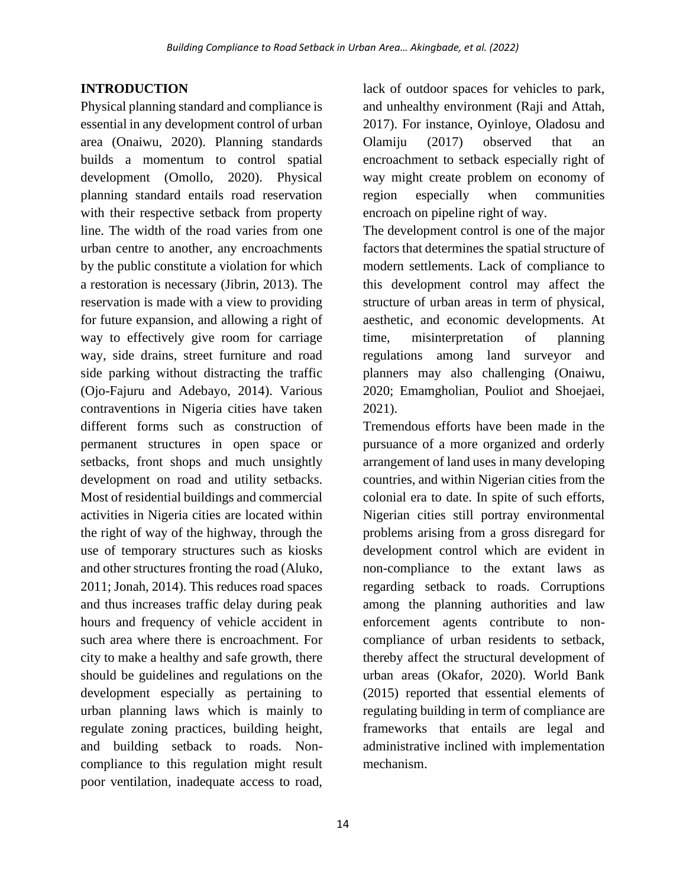## INTRODUCTION

Physical planning standard and compliance is essential in any development control of urban area (Onaiwu, 2020). Planning standards builds a momentum to control spatial development (Omollo, 2020). Physical planning standard entails road reservation with their respective setback from property line. The width of the road varies from one urban centre to another, any encroachments by the public constitute a violation for which a restoration is necessary (Jibrin, 2013). The reservation is made with a view to providing for future expansion, and allowing a right of way to effectively give room for carriage way, side drains, street furniture and road side parking without distracting the traffic (Ojo-Fajuru and Adebayo, 2014). Various contraventions in Nigeria cities have taken different forms such as construction of permanent structures in open space or setbacks, front shops and much unsightly development on road and utility setbacks. Most of residential buildings and commercial activities in Nigeria cities are located within the right of way of the highway, through the use of temporary structures such as kiosks and other structures fronting the road (Aluko, 2011; Jonah, 2014). This reduces road spaces and thus increases traffic delay during peak hours and frequency of vehicle accident in such area where there is encroachment. For city to make a healthy and safe growth, there should be guidelines and regulations on the development especially as pertaining to urban planning laws which is mainly to regulate zoning practices, building height, and building setback to roads. Non-compliance to this regulation might result poor ventilation, inadequate access to road, lack of outdoor spaces for vehicles to park, and unhealthy environment (Raji and Attah, 2017). For instance, Oyinloye, Oladosu and Olamiju (2017) observed that an encroachment to setback especially right of way might create problem on economy of region especially when communities encroach on pipeline right of way.

The development control is one of the major factors that determines the spatial structure of modern settlements. Lack of compliance to this development control may affect the structure of urban areas in term of physical, aesthetic, and economic developments. At time, misinterpretation of planning regulations among land surveyor and planners may also challenging (Onaiwu, 2020; Emamgholian, Pouliot and Shoejaei, 2021).

Tremendous efforts have been made in the pursuance of a more organized and orderly arrangement of land uses in many developing countries, and within Nigerian cities from the colonial era to date. In spite of such efforts, Nigerian cities still portray environmental problems arising from a gross disregard for development control which are evident in non-compliance to the extant laws as regarding setback to roads. Corruptions among the planning authorities and law enforcement agents contribute to non-compliance of urban residents to setback, thereby affect the structural development of urban areas (Okafor, 2020). World Bank (2015) reported that essential elements of regulating building in term of compliance are frameworks that entails are legal and administrative inclined with implementation mechanism.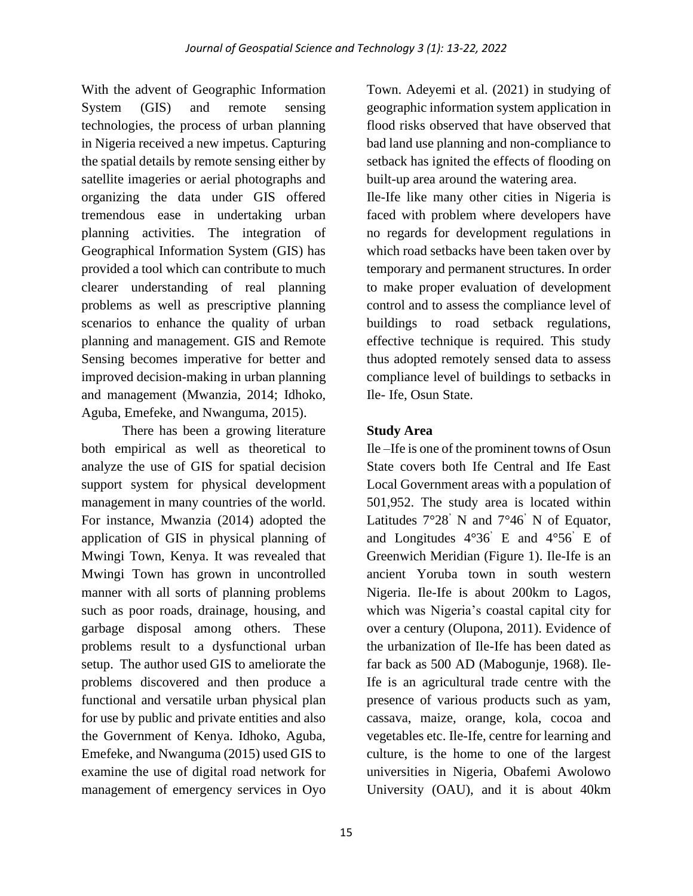With the advent of Geographic Information System (GIS) and remote sensing technologies, the process of urban planning in Nigeria received a new impetus. Capturing the spatial details by remote sensing either by satellite imageries or aerial photographs and organizing the data under GIS offered tremendous ease in undertaking urban planning activities. The integration of Geographical Information System (GIS) has provided a tool which can contribute to much clearer understanding of real planning problems as well as prescriptive planning scenarios to enhance the quality of urban planning and management. GIS and Remote Sensing becomes imperative for better and improved decision-making in urban planning and management (Mwanzia, 2014; Idhoko, Aguba, Emefeke, and Nwanguma, 2015).

There has been a growing literature both empirical as well as theoretical to analyze the use of GIS for spatial decision support system for physical development management in many countries of the world. For instance, Mwanzia (2014) adopted the application of GIS in physical planning of Mwingi Town, Kenya. It was revealed that Mwingi Town has grown in uncontrolled manner with all sorts of planning problems such as poor roads, drainage, housing, and garbage disposal among others. These problems result to a dysfunctional urban setup. The author used GIS to ameliorate the problems discovered and then produce a functional and versatile urban physical plan for use by public and private entities and also the Government of Kenya. Idhoko, Aguba, Emefeke, and Nwanguma (2015) used GIS to examine the use of digital road network for management of emergency services in Oyo Town. Adeyemi et al. (2021) in studying of geographic information system application in flood risks observed that have observed that bad land use planning and non-compliance to setback has ignited the effects of flooding on built-up area around the watering area.

Ile-Ife like many other cities in Nigeria is faced with problem where developers have no regards for development regulations in which road setbacks have been taken over by temporary and permanent structures. In order to make proper evaluation of development control and to assess the compliance level of buildings to road setback regulations, effective technique is required. This study thus adopted remotely sensed data to assess compliance level of buildings to setbacks in Ile- Ife, Osun State.

## Study Area

Ile –Ife is one of the prominent towns of Osun State covers both Ife Central and Ife East Local Government areas with a population of 501,952. The study area is located within Latitudes 7°28' N and 7°46' N of Equator, and Longitudes 4°36' E and 4°56' E of Greenwich Meridian (Figure 1). Ile-Ife is an ancient Yoruba town in south western Nigeria. Ile-Ife is about 200km to Lagos, which was Nigeria's coastal capital city for over a century (Olupona, 2011). Evidence of the urbanization of Ile-Ife has been dated as far back as 500 AD (Mabogunje, 1968). Ile-Ife is an agricultural trade centre with the presence of various products such as yam, cassava, maize, orange, kola, cocoa and vegetables etc. Ile-Ife, centre for learning and culture, is the home to one of the largest universities in Nigeria, Obafemi Awolowo University (OAU), and it is about 40km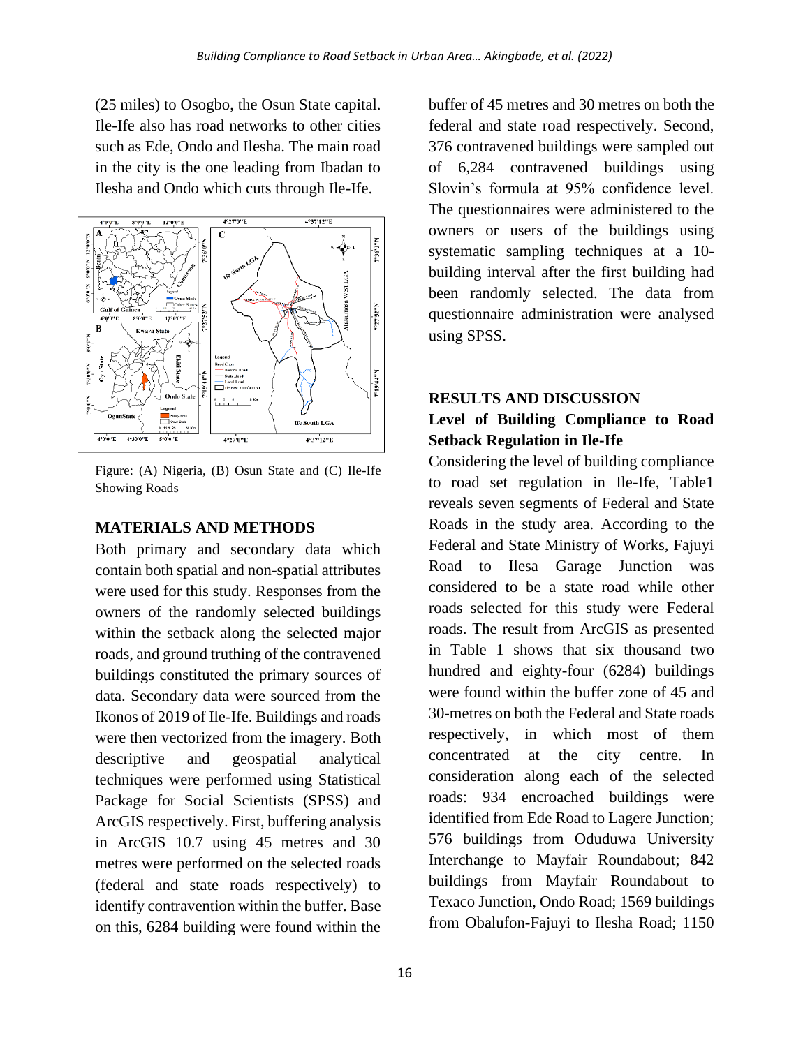(25 miles) to Osogbo, the Osun State capital. Ile-Ife also has road networks to other cities such as Ede, Ondo and Ilesha. The main road in the city is the one leading from Ibadan to Ilesha and Ondo which cuts through Ile-Ife.

Figure: (A) Nigeria, (B) Osun State and (C) Ile-Ife Showing Roads

## MATERIALS AND METHODS

Both primary and secondary data which contain both spatial and non-spatial attributes were used for this study. Responses from the owners of the randomly selected buildings within the setback along the selected major roads, and ground truthing of the contravened buildings constituted the primary sources of data. Secondary data were sourced from the Ikonos of 2019 of Ile-Ife. Buildings and roads were then vectorized from the imagery. Both descriptive and geospatial analytical techniques were performed using Statistical Package for Social Scientists (SPSS) and ArcGIS respectively. First, buffering analysis in ArcGIS 10.7 using 45 metres and 30 metres were performed on the selected roads (federal and state roads respectively) to identify contravention within the buffer. Base on this, 6284 building were found within the buffer of 45 metres and 30 metres on both the federal and state road respectively. Second, 376 contravened buildings were sampled out of 6,284 contravened buildings using Slovin's formula at 95% confidence level. The questionnaires were administered to the owners or users of the buildings using systematic sampling techniques at a 10-building interval after the first building had been randomly selected. The data from questionnaire administration were analysed using SPSS.

## RESULTS AND DISCUSSION

### Level of Building Compliance to Road Setback Regulation in Ile-Ife

Considering the level of building compliance to road set regulation in Ile-Ife, Table1 reveals seven segments of Federal and State Roads in the study area. According to the Federal and State Ministry of Works, Fajuyi Road to Ilesa Garage Junction was considered to be a state road while other roads selected for this study were Federal roads. The result from ArcGIS as presented in Table 1 shows that six thousand two hundred and eighty-four (6284) buildings were found within the buffer zone of 45 and 30-metres on both the Federal and State roads respectively, in which most of them concentrated at the city centre. In consideration along each of the selected roads: 934 encroached buildings were identified from Ede Road to Lagere Junction; 576 buildings from Oduduwa University Interchange to Mayfair Roundabout; 842 buildings from Mayfair Roundabout to Texaco Junction, Ondo Road; 1569 buildings from Obalufon-Fajuyi to Ilesha Road; 1150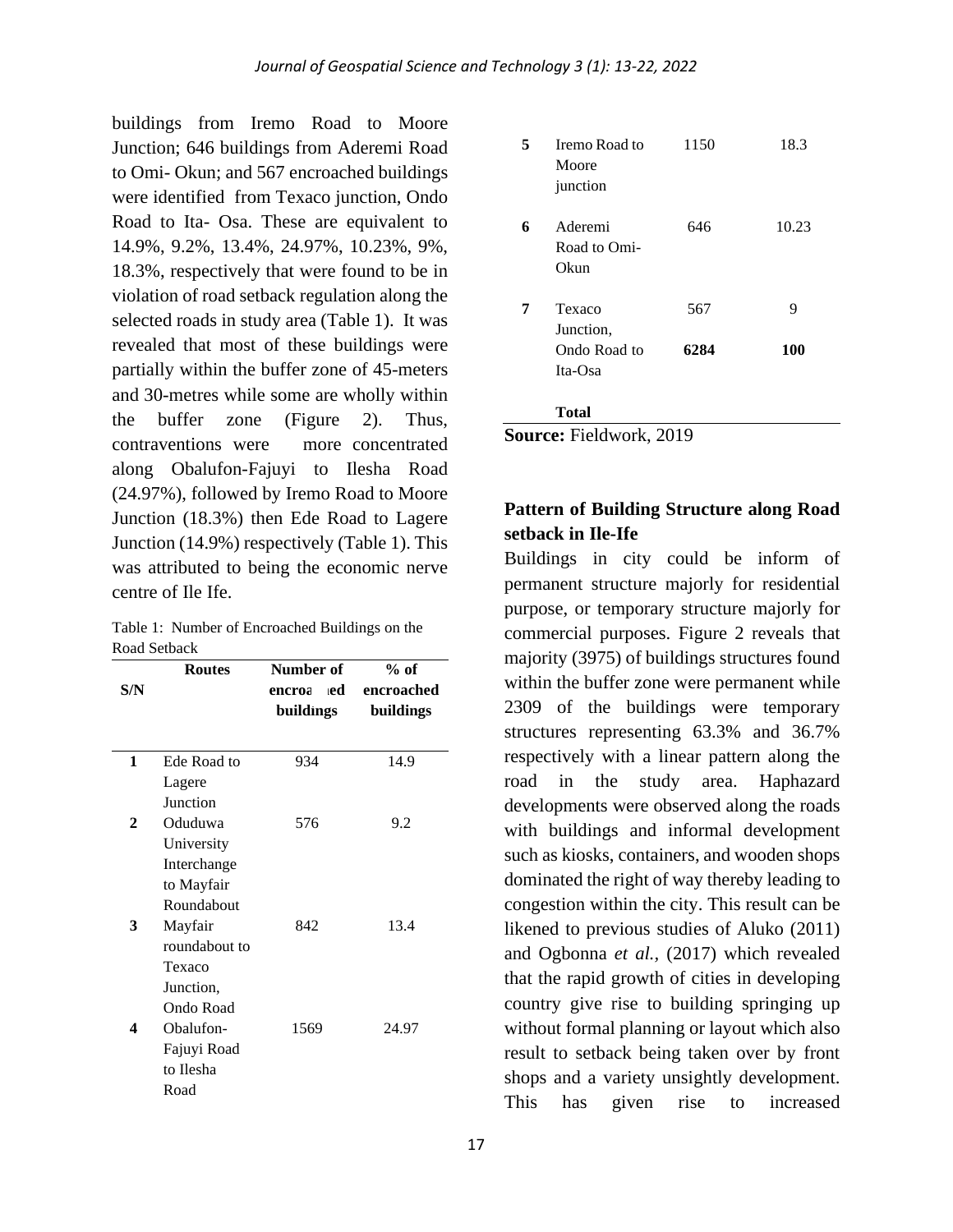buildings from Iremo Road to Moore Junction; 646 buildings from Aderemi Road to Omi- Okun; and 567 encroached buildings were identified from Texaco junction, Ondo Road to Ita- Osa. These are equivalent to 14.9%, 9.2%, 13.4%, 24.97%, 10.23%, 9%, 18.3%, respectively that were found to be in violation of road setback regulation along the selected roads in study area (Table 1). It was revealed that most of these buildings were partially within the buffer zone of 45-meters and 30-metres while some are wholly within the buffer zone (Figure 2). Thus, contraventions were more concentrated along Obalufon-Fajuyi to Ilesha Road (24.97%), followed by Iremo Road to Moore Junction (18.3%) then Ede Road to Lagere Junction (14.9%) respectively (Table 1). This was attributed to being the economic nerve centre of Ile Ife.

Table 1: Number of Encroached Buildings on the Road Setback

| S/N | Routes | Number of encroached buildings | % of encroached buildings |
|---|---|---|---|
| 1 | Ede Road to Lagere Junction | 934 | 14.9 |
| 2 | Oduduwa University Interchange to Mayfair Roundabout | 576 | 9.2 |
| 3 | Mayfair roundabout to Texaco Junction, Ondo Road | 842 | 13.4 |
| 4 | Obalufon-Fajuyi Road to Ilesha Road | 1569 | 24.97 |
| 5 | Iremo Road to Moore junction | 1150 | 18.3 |
| 6 | Aderemi Road to Omi-Okun | 646 | 10.23 |
| 7 | Texaco Junction, Ondo Road to Ita-Osa | 567 | 9 |
| | **Total** | **6284** | **100** |

**Source:** Fieldwork, 2019

**Pattern of Building Structure along Road setback in Ile-Ife**

Buildings in city could be inform of permanent structure majorly for residential purpose, or temporary structure majorly for commercial purposes. Figure 2 reveals that majority (3975) of buildings structures found within the buffer zone were permanent while 2309 of the buildings were temporary structures representing 63.3% and 36.7% respectively with a linear pattern along the road in the study area. Haphazard developments were observed along the roads with buildings and informal development such as kiosks, containers, and wooden shops dominated the right of way thereby leading to congestion within the city. This result can be likened to previous studies of Aluko (2011) and Ogbonna *et al.,* (2017) which revealed that the rapid growth of cities in developing country give rise to building springing up without formal planning or layout which also result to setback being taken over by front shops and a variety unsightly development. This has given rise to increased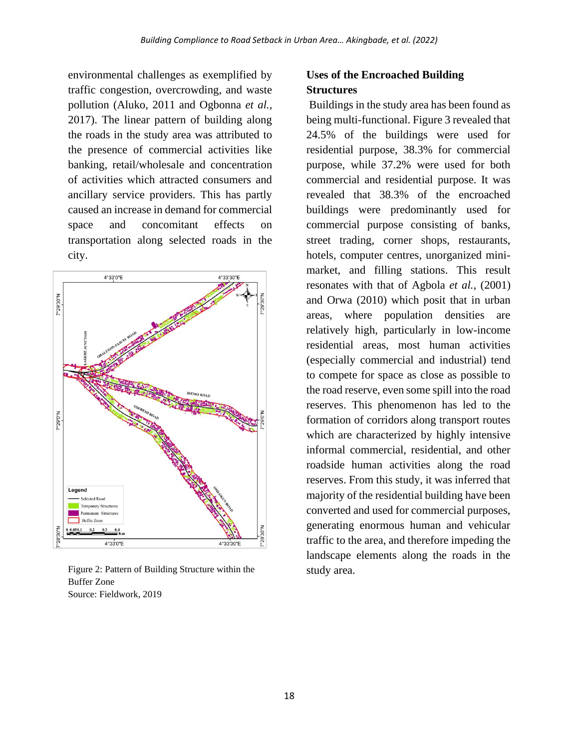environmental challenges as exemplified by traffic congestion, overcrowding, and waste pollution (Aluko, 2011 and Ogbonna *et al.*, 2017). The linear pattern of building along the roads in the study area was attributed to the presence of commercial activities like banking, retail/wholesale and concentration of activities which attracted consumers and ancillary service providers. This has partly caused an increase in demand for commercial space and concomitant effects on transportation along selected roads in the city.

Figure 2: Pattern of Building Structure within the Buffer Zone
Source: Fieldwork, 2019

**Uses of the Encroached Building Structures**

Buildings in the study area has been found as being multi-functional. Figure 3 revealed that 24.5% of the buildings were used for residential purpose, 38.3% for commercial purpose, while 37.2% were used for both commercial and residential purpose. It was revealed that 38.3% of the encroached buildings were predominantly used for commercial purpose consisting of banks, street trading, corner shops, restaurants, hotels, computer centres, unorganized mini-market, and filling stations. This result resonates with that of Agbola *et al.*, (2001) and Orwa (2010) which posit that in urban areas, where population densities are relatively high, particularly in low-income residential areas, most human activities (especially commercial and industrial) tend to compete for space as close as possible to the road reserve, even some spill into the road reserves. This phenomenon has led to the formation of corridors along transport routes which are characterized by highly intensive informal commercial, residential, and other roadside human activities along the road reserves. From this study, it was inferred that majority of the residential building have been converted and used for commercial purposes, generating enormous human and vehicular traffic to the area, and therefore impeding the landscape elements along the roads in the study area.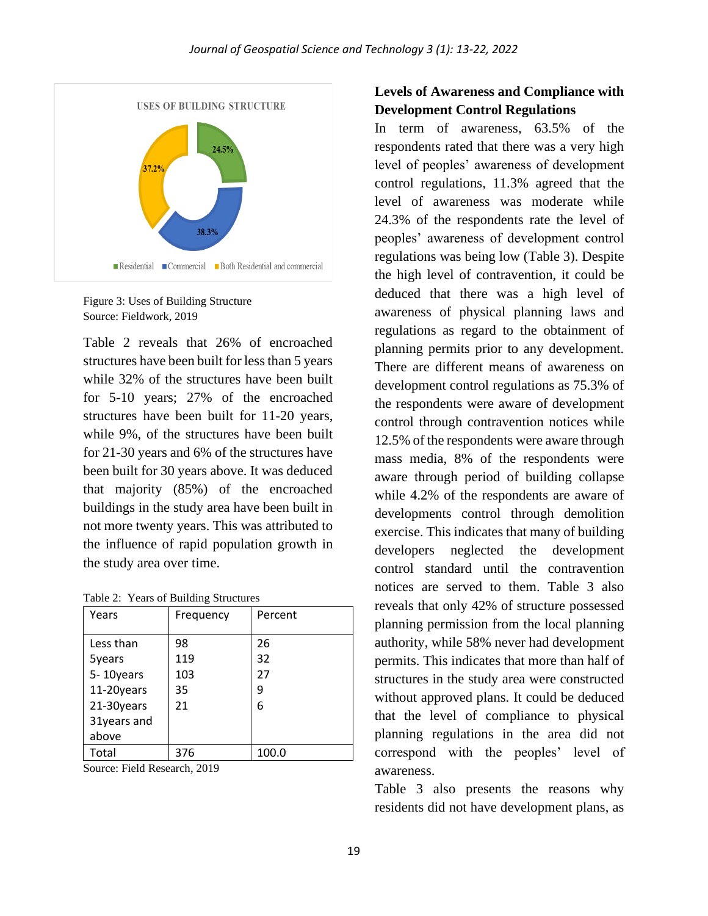Figure 3: Uses of Building Structure
Source: Fieldwork, 2019

Table 2 reveals that 26% of encroached structures have been built for less than 5 years while 32% of the structures have been built for 5-10 years; 27% of the encroached structures have been built for 11-20 years, while 9%, of the structures have been built for 21-30 years and 6% of the structures have been built for 30 years above. It was deduced that majority (85%) of the encroached buildings in the study area have been built in not more twenty years. This was attributed to the influence of rapid population growth in the study area over time.

Table 2: Years of Building Structures

| Years | Frequency | Percent |
|---|---|---|
| Less than 5years | 98 | 26 |
| 5- 10years | 119 | 32 |
| 11-20years | 103 | 27 |
| 21-30years | 35 | 9 |
| 31years and above | 21 | 6 |
| Total | 376 | 100.0 |

Source: Field Research, 2019

## Levels of Awareness and Compliance with Development Control Regulations

In term of awareness, 63.5% of the respondents rated that there was a very high level of peoples' awareness of development control regulations, 11.3% agreed that the level of awareness was moderate while 24.3% of the respondents rate the level of peoples' awareness of development control regulations was being low (Table 3). Despite the high level of contravention, it could be deduced that there was a high level of awareness of physical planning laws and regulations as regard to the obtainment of planning permits prior to any development. There are different means of awareness on development control regulations as 75.3% of the respondents were aware of development control through contravention notices while 12.5% of the respondents were aware through mass media, 8% of the respondents were aware through period of building collapse while 4.2% of the respondents are aware of developments control through demolition exercise. This indicates that many of building developers neglected the development control standard until the contravention notices are served to them. Table 3 also reveals that only 42% of structure possessed planning permission from the local planning authority, while 58% never had development permits. This indicates that more than half of structures in the study area were constructed without approved plans. It could be deduced that the level of compliance to physical planning regulations in the area did not correspond with the peoples' level of awareness.

Table 3 also presents the reasons why residents did not have development plans, as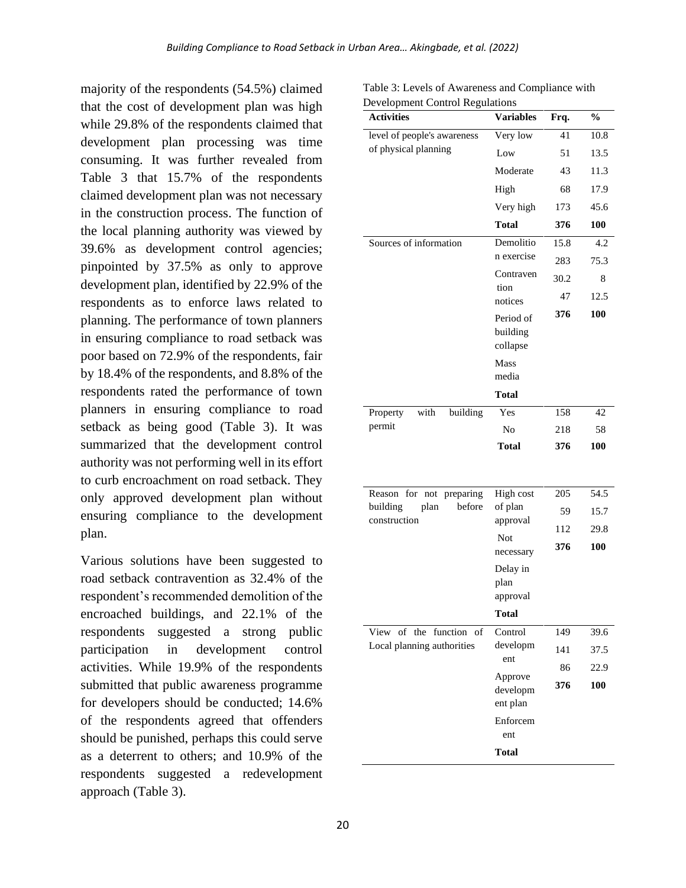majority of the respondents (54.5%) claimed that the cost of development plan was high while 29.8% of the respondents claimed that development plan processing was time consuming. It was further revealed from Table 3 that 15.7% of the respondents claimed development plan was not necessary in the construction process. The function of the local planning authority was viewed by 39.6% as development control agencies; pinpointed by 37.5% as only to approve development plan, identified by 22.9% of the respondents as to enforce laws related to planning. The performance of town planners in ensuring compliance to road setback was poor based on 72.9% of the respondents, fair by 18.4% of the respondents, and 8.8% of the respondents rated the performance of town planners in ensuring compliance to road setback as being good (Table 3). It was summarized that the development control authority was not performing well in its effort to curb encroachment on road setback. They only approved development plan without ensuring compliance to the development plan.

Various solutions have been suggested to road setback contravention as 32.4% of the respondent's recommended demolition of the encroached buildings, and 22.1% of the respondents suggested a strong public participation in development control activities. While 19.9% of the respondents submitted that public awareness programme for developers should be conducted; 14.6% of the respondents agreed that offenders should be punished, perhaps this could serve as a deterrent to others; and 10.9% of the respondents suggested a redevelopment approach (Table 3).

Table 3: Levels of Awareness and Compliance with Development Control Regulations

| Activities | Variables | Frq. | % |
|---|---|---|---|
| level of people's awareness of physical planning | Very low | 41 | 10.8 |
| | Low | 51 | 13.5 |
| | Moderate | 43 | 11.3 |
| | High | 68 | 17.9 |
| | Very high | 173 | 45.6 |
| | **Total** | **376** | **100** |
| Sources of information | Demolition exercise | 15.8 | 4.2 |
| | Contravention notices | 283 | 75.3 |
| | Period of building collapse | 30.2 | 8 |
| | Mass media | 47 | 12.5 |
| | **Total** | **376** | **100** |
| Property with building permit | Yes | 158 | 42 |
| | No | 218 | 58 |
| | **Total** | **376** | **100** |
| Reason for not preparing building plan before construction | High cost of plan approval | 205 | 54.5 |
| | Not necessary | 59 | 15.7 |
| | Delay in plan approval | 112 | 29.8 |
| | **Total** | **376** | **100** |
| View of the function of Local planning authorities | Control development | 149 | 39.6 |
| | Approve development plan | 141 | 37.5 |
| | Enforcement | 86 | 22.9 |
| | **Total** | **376** | **100** |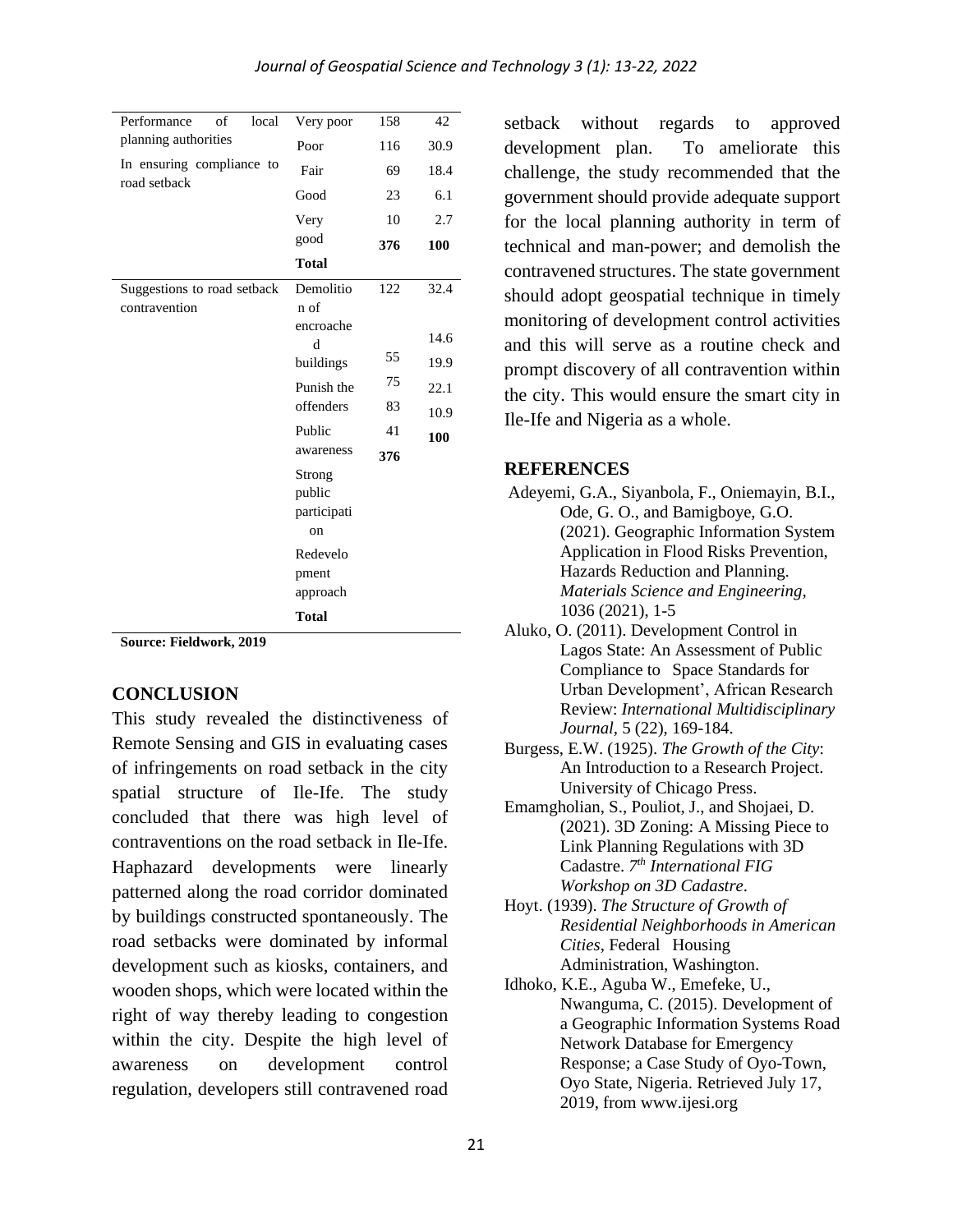| | | | |
|---|---|---|---|
| Performance of local planning authorities In ensuring compliance to road setback | Very poor | 158 | 42 |
| | Poor | 116 | 30.9 |
| | Fair | 69 | 18.4 |
| | Good | 23 | 6.1 |
| | Very good | 10 | 2.7 |
| | **Total** | **376** | **100** |
| Suggestions to road setback contravention | Demolition of encroached buildings | 122 | 32.4 |
| | Punish the offenders | 55 | 14.6 |
| | Public awareness | 75 | 19.9 |
| | Strong public participation | 83 | 22.1 |
| | Redevelopment approach | 41 | 10.9 |
| | **Total** | **376** | **100** |

**Source: Fieldwork, 2019**

## CONCLUSION

This study revealed the distinctiveness of Remote Sensing and GIS in evaluating cases of infringements on road setback in the city spatial structure of Ile-Ife. The study concluded that there was high level of contraventions on the road setback in Ile-Ife. Haphazard developments were linearly patterned along the road corridor dominated by buildings constructed spontaneously. The road setbacks were dominated by informal development such as kiosks, containers, and wooden shops, which were located within the right of way thereby leading to congestion within the city. Despite the high level of awareness on development control regulation, developers still contravened road setback without regards to approved development plan. To ameliorate this challenge, the study recommended that the government should provide adequate support for the local planning authority in term of technical and man-power; and demolish the contravened structures. The state government should adopt geospatial technique in timely monitoring of development control activities and this will serve as a routine check and prompt discovery of all contravention within the city. This would ensure the smart city in Ile-Ife and Nigeria as a whole.

## REFERENCES

Adeyemi, G.A., Siyanbola, F., Oniemayin, B.I., Ode, G. O., and Bamigboye, G.O. (2021). Geographic Information System Application in Flood Risks Prevention, Hazards Reduction and Planning. *Materials Science and Engineering*, 1036 (2021), 1-5

Aluko, O. (2011). Development Control in Lagos State: An Assessment of Public Compliance to Space Standards for Urban Development', African Research Review: *International Multidisciplinary Journal*, 5 (22), 169-184.

Burgess, E.W. (1925). *The Growth of the City*: An Introduction to a Research Project. University of Chicago Press.

Emamgholian, S., Pouliot, J., and Shojaei, D. (2021). 3D Zoning: A Missing Piece to Link Planning Regulations with 3D Cadastre. *7th International FIG Workshop on 3D Cadastre*.

Hoyt. (1939). *The Structure of Growth of Residential Neighborhoods in American Cities*, Federal Housing Administration, Washington.

Idhoko, K.E., Aguba W., Emefeke, U., Nwanguma, C. (2015). Development of a Geographic Information Systems Road Network Database for Emergency Response; a Case Study of Oyo-Town, Oyo State, Nigeria. Retrieved July 17, 2019, from www.ijesi.org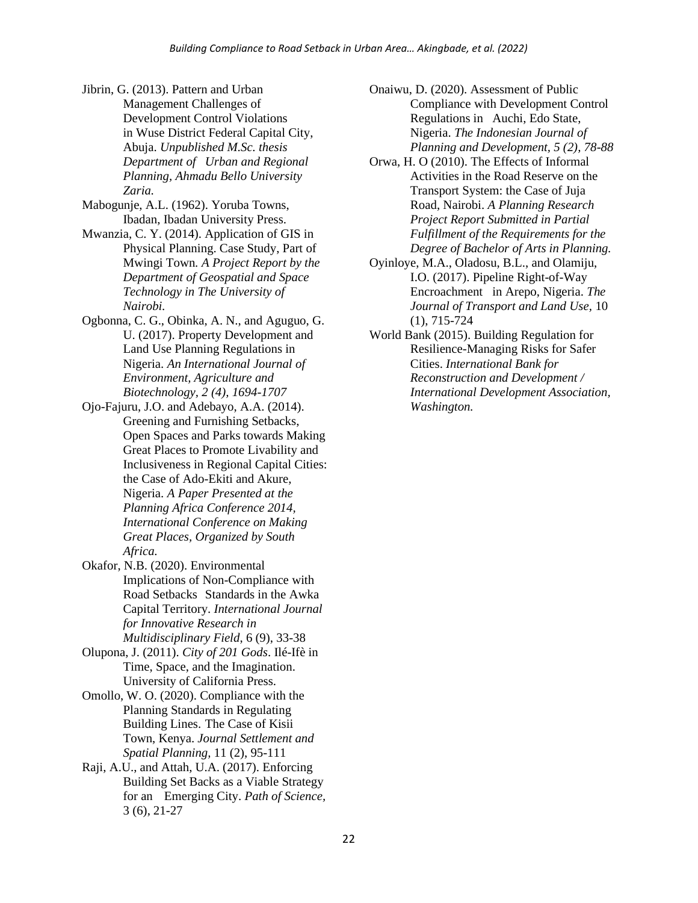Jibrin, G. (2013). Pattern and Urban Management Challenges of Development Control Violations in Wuse District Federal Capital City, Abuja. *Unpublished M.Sc. thesis Department of Urban and Regional Planning, Ahmadu Bello University Zaria.*

Mabogunje, A.L. (1962). Yoruba Towns, Ibadan, Ibadan University Press.

Mwanzia, C. Y. (2014). Application of GIS in Physical Planning. Case Study, Part of Mwingi Town. *A Project Report by the Department of Geospatial and Space Technology in The University of Nairobi.*

Ogbonna, C. G., Obinka, A. N., and Aguguo, G. U. (2017). Property Development and Land Use Planning Regulations in Nigeria. *An International Journal of Environment, Agriculture and Biotechnology, 2 (4), 1694-1707*

Ojo-Fajuru, J.O. and Adebayo, A.A. (2014). Greening and Furnishing Setbacks, Open Spaces and Parks towards Making Great Places to Promote Livability and Inclusiveness in Regional Capital Cities: the Case of Ado-Ekiti and Akure, Nigeria. *A Paper Presented at the Planning Africa Conference 2014, International Conference on Making Great Places, Organized by South Africa.*

Okafor, N.B. (2020). Environmental Implications of Non-Compliance with Road Setbacks Standards in the Awka Capital Territory. *International Journal for Innovative Research in Multidisciplinary Field*, 6 (9), 33-38

Olupona, J. (2011). *City of 201 Gods*. Ilé-Ifè in Time, Space, and the Imagination. University of California Press.

Omollo, W. O. (2020). Compliance with the Planning Standards in Regulating Building Lines. The Case of Kisii Town, Kenya. *Journal Settlement and Spatial Planning*, 11 (2), 95-111

Raji, A.U., and Attah, U.A. (2017). Enforcing Building Set Backs as a Viable Strategy for an Emerging City. *Path of Science*, 3 (6), 21-27

Onaiwu, D. (2020). Assessment of Public Compliance with Development Control Regulations in Auchi, Edo State, Nigeria. *The Indonesian Journal of Planning and Development, 5 (2), 78-88*

Orwa, H. O (2010). The Effects of Informal Activities in the Road Reserve on the Transport System: the Case of Juja Road, Nairobi. *A Planning Research Project Report Submitted in Partial Fulfillment of the Requirements for the Degree of Bachelor of Arts in Planning.*

Oyinloye, M.A., Oladosu, B.L., and Olamiju, I.O. (2017). Pipeline Right-of-Way Encroachment in Arepo, Nigeria. *The Journal of Transport and Land Use*, 10 (1), 715-724

World Bank (2015). Building Regulation for Resilience-Managing Risks for Safer Cities. *International Bank for Reconstruction and Development / International Development Association, Washington.*